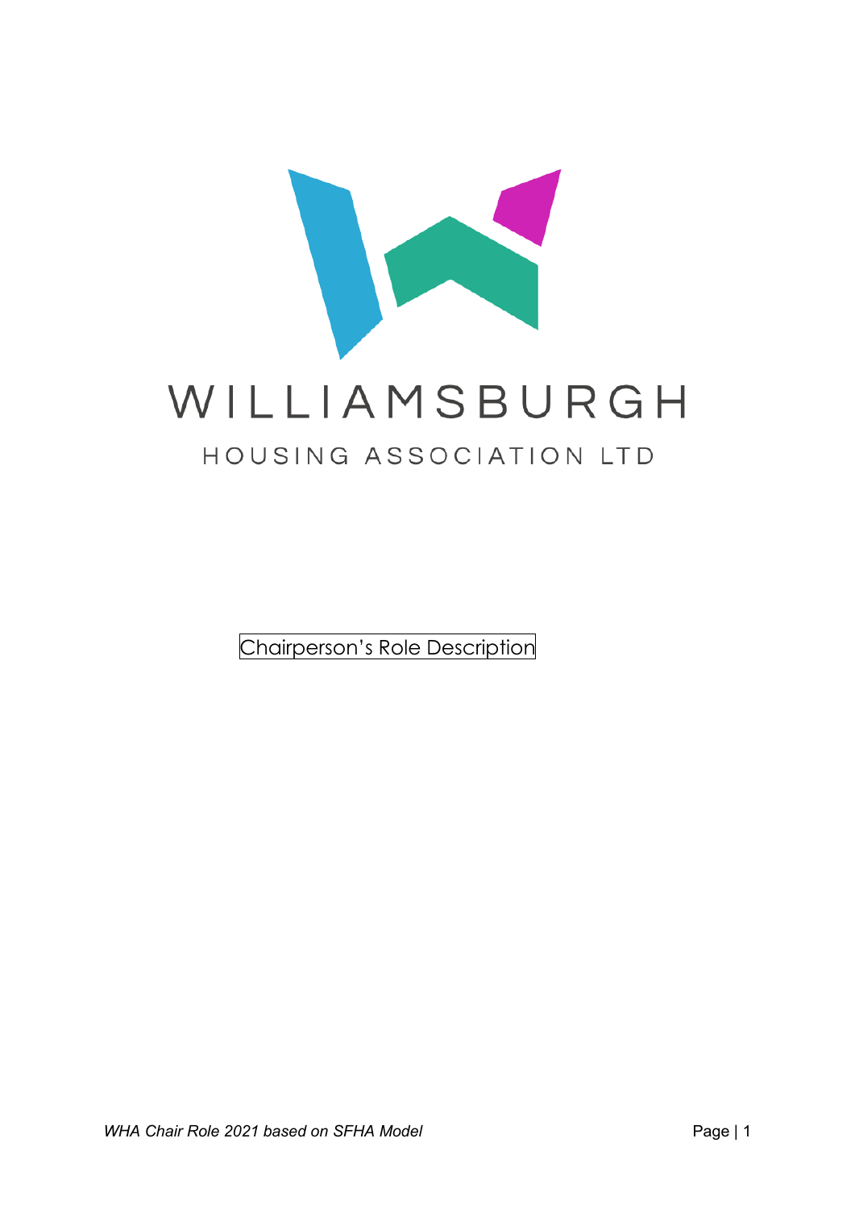# WILLIAMSBURGH

## HOUSING ASSOCIATION LTD

Chairperson's Role Description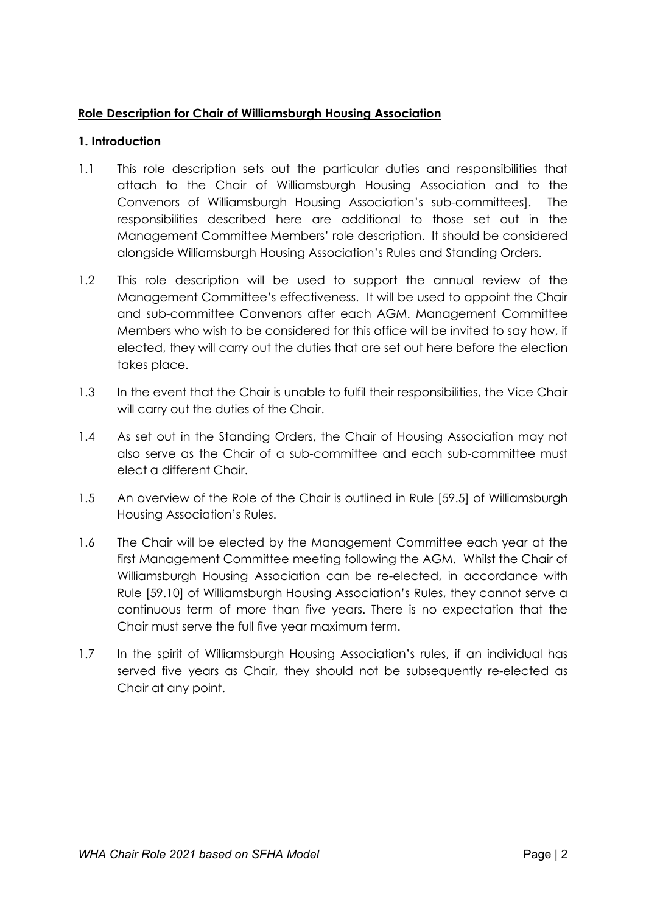**<u>Role Description for Chair of Williamsburgh Housing Association</u>**

**1. Introduction**

1.1 This role description sets out the particular duties and responsibilities that attach to the Chair of Williamsburgh Housing Association and to the Convenors of Williamsburgh Housing Association's sub-committees]. The responsibilities described here are additional to those set out in the Management Committee Members' role description. It should be considered alongside Williamsburgh Housing Association's Rules and Standing Orders.

1.2 This role description will be used to support the annual review of the Management Committee's effectiveness. It will be used to appoint the Chair and sub-committee Convenors after each AGM. Management Committee Members who wish to be considered for this office will be invited to say how, if elected, they will carry out the duties that are set out here before the election takes place.

1.3 In the event that the Chair is unable to fulfil their responsibilities, the Vice Chair will carry out the duties of the Chair.

1.4 As set out in the Standing Orders, the Chair of Housing Association may not also serve as the Chair of a sub-committee and each sub-committee must elect a different Chair.

1.5 An overview of the Role of the Chair is outlined in Rule [59.5] of Williamsburgh Housing Association's Rules.

1.6 The Chair will be elected by the Management Committee each year at the first Management Committee meeting following the AGM. Whilst the Chair of Williamsburgh Housing Association can be re-elected, in accordance with Rule [59.10] of Williamsburgh Housing Association's Rules, they cannot serve a continuous term of more than five years. There is no expectation that the Chair must serve the full five year maximum term.

1.7 In the spirit of Williamsburgh Housing Association's rules, if an individual has served five years as Chair, they should not be subsequently re-elected as Chair at any point.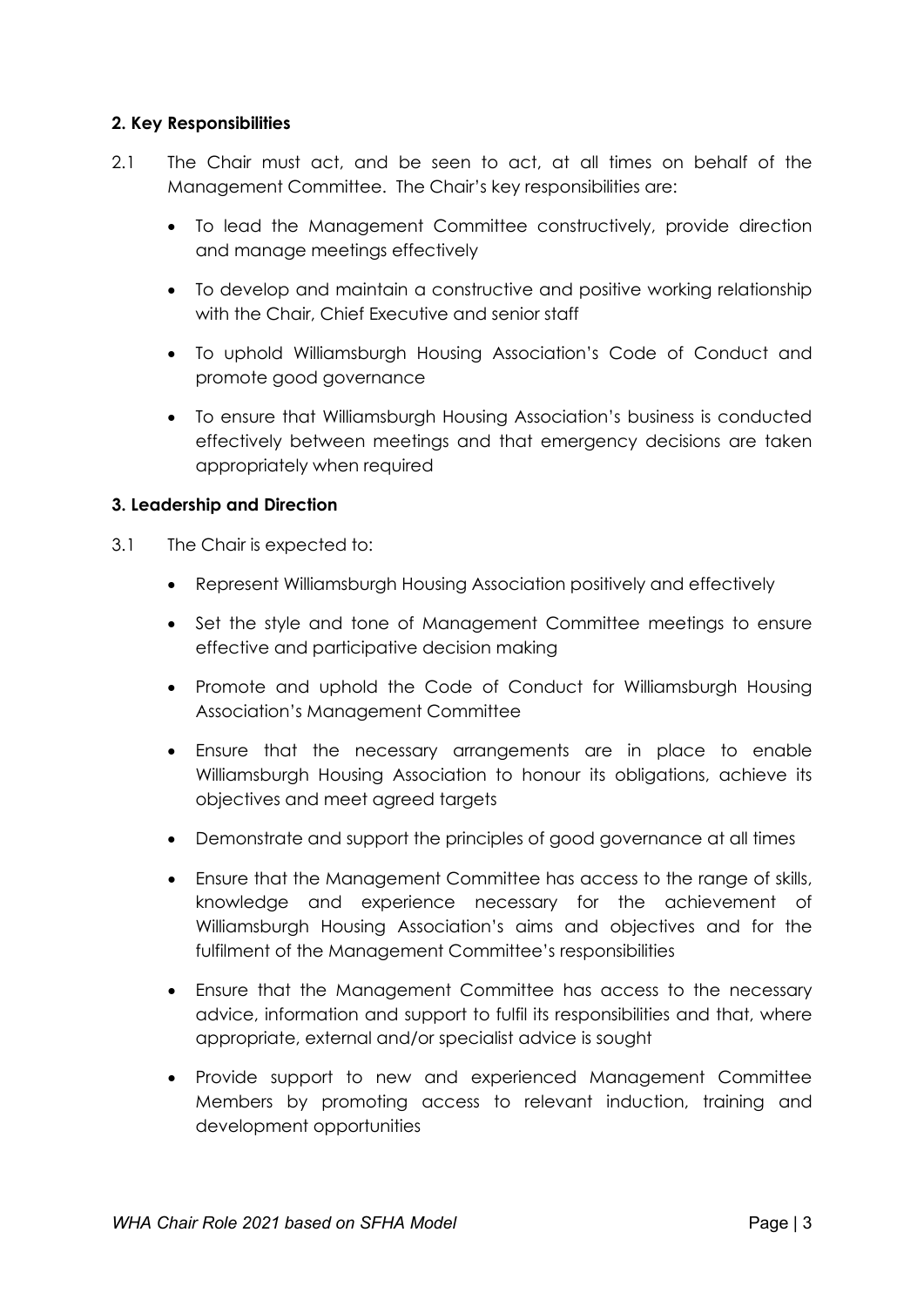**2. Key Responsibilities**

2.1 The Chair must act, and be seen to act, at all times on behalf of the Management Committee. The Chair's key responsibilities are:

- To lead the Management Committee constructively, provide direction and manage meetings effectively
- To develop and maintain a constructive and positive working relationship with the Chair, Chief Executive and senior staff
- To uphold Williamsburgh Housing Association's Code of Conduct and promote good governance
- To ensure that Williamsburgh Housing Association's business is conducted effectively between meetings and that emergency decisions are taken appropriately when required

**3. Leadership and Direction**

3.1 The Chair is expected to:

- Represent Williamsburgh Housing Association positively and effectively
- Set the style and tone of Management Committee meetings to ensure effective and participative decision making
- Promote and uphold the Code of Conduct for Williamsburgh Housing Association's Management Committee
- Ensure that the necessary arrangements are in place to enable Williamsburgh Housing Association to honour its obligations, achieve its objectives and meet agreed targets
- Demonstrate and support the principles of good governance at all times
- Ensure that the Management Committee has access to the range of skills, knowledge and experience necessary for the achievement of Williamsburgh Housing Association's aims and objectives and for the fulfilment of the Management Committee's responsibilities
- Ensure that the Management Committee has access to the necessary advice, information and support to fulfil its responsibilities and that, where appropriate, external and/or specialist advice is sought
- Provide support to new and experienced Management Committee Members by promoting access to relevant induction, training and development opportunities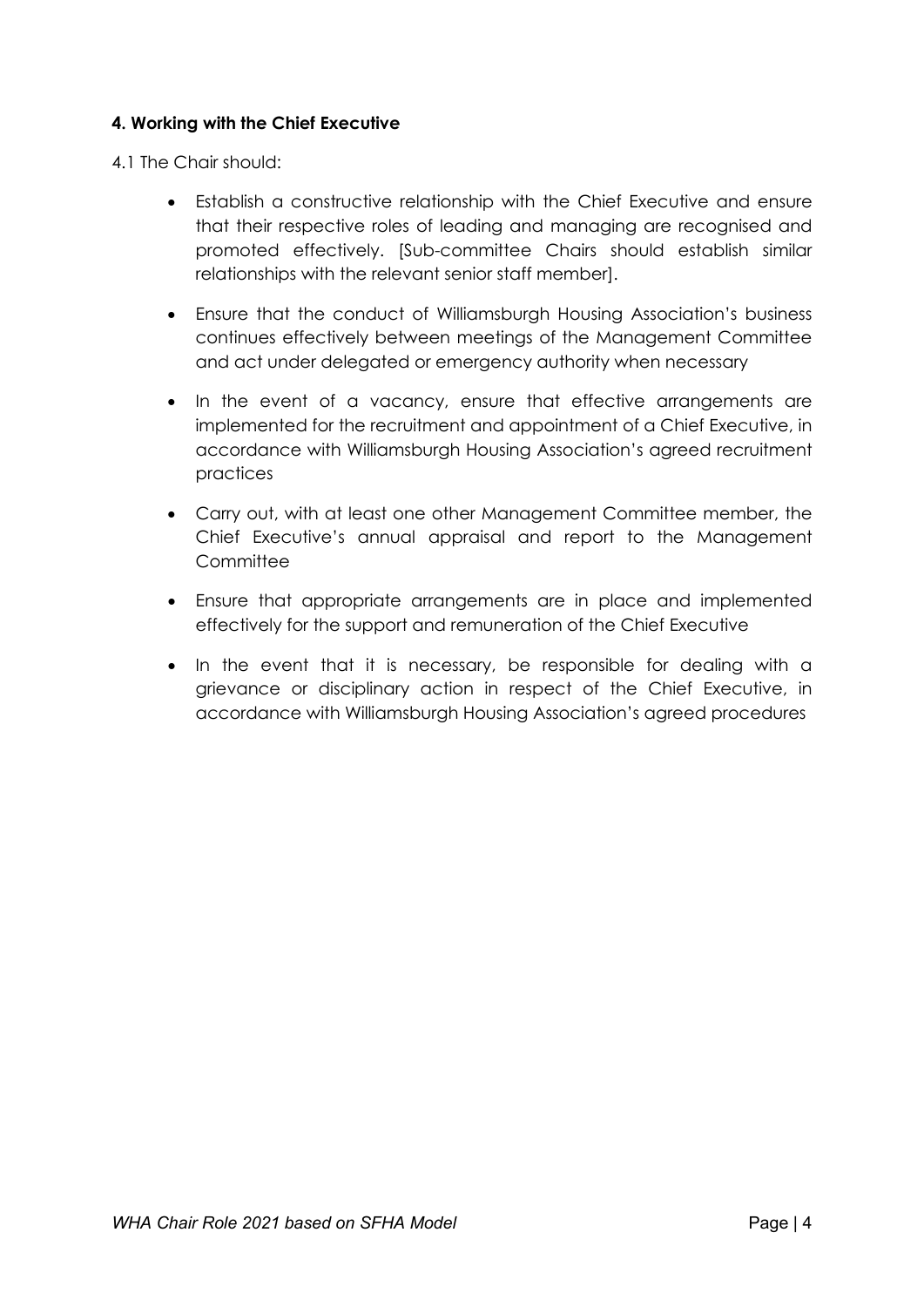#### **4. Working with the Chief Executive**

4.1 The Chair should:

- Establish a constructive relationship with the Chief Executive and ensure that their respective roles of leading and managing are recognised and promoted effectively. [Sub-committee Chairs should establish similar relationships with the relevant senior staff member].
- Ensure that the conduct of Williamsburgh Housing Association's business continues effectively between meetings of the Management Committee and act under delegated or emergency authority when necessary
- In the event of a vacancy, ensure that effective arrangements are implemented for the recruitment and appointment of a Chief Executive, in accordance with Williamsburgh Housing Association's agreed recruitment practices
- Carry out, with at least one other Management Committee member, the Chief Executive's annual appraisal and report to the Management Committee
- Ensure that appropriate arrangements are in place and implemented effectively for the support and remuneration of the Chief Executive
- In the event that it is necessary, be responsible for dealing with a grievance or disciplinary action in respect of the Chief Executive, in accordance with Williamsburgh Housing Association's agreed procedures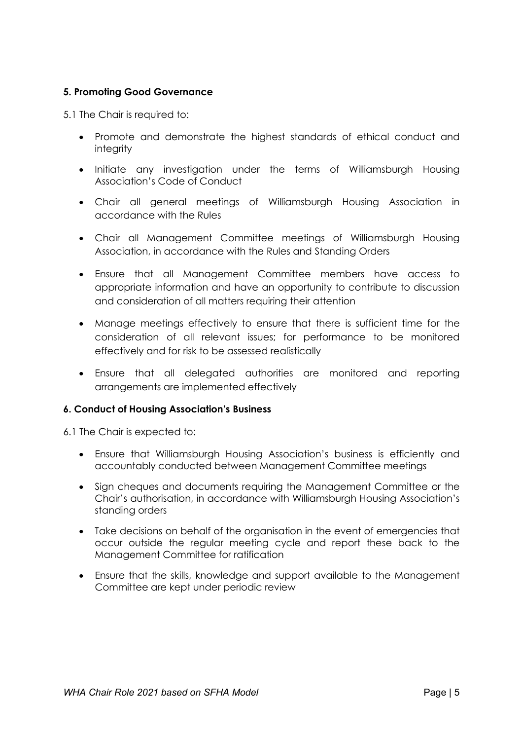### 5. Promoting Good Governance

5.1 The Chair is required to:

- Promote and demonstrate the highest standards of ethical conduct and integrity
- Initiate any investigation under the terms of Williamsburgh Housing Association's Code of Conduct
- Chair all general meetings of Williamsburgh Housing Association in accordance with the Rules
- Chair all Management Committee meetings of Williamsburgh Housing Association, in accordance with the Rules and Standing Orders
- Ensure that all Management Committee members have access to appropriate information and have an opportunity to contribute to discussion and consideration of all matters requiring their attention
- Manage meetings effectively to ensure that there is sufficient time for the consideration of all relevant issues; for performance to be monitored effectively and for risk to be assessed realistically
- Ensure that all delegated authorities are monitored and reporting arrangements are implemented effectively

### 6. Conduct of Housing Association's Business

6.1 The Chair is expected to:

- Ensure that Williamsburgh Housing Association's business is efficiently and accountably conducted between Management Committee meetings
- Sign cheques and documents requiring the Management Committee or the Chair's authorisation, in accordance with Williamsburgh Housing Association's standing orders
- Take decisions on behalf of the organisation in the event of emergencies that occur outside the regular meeting cycle and report these back to the Management Committee for ratification
- Ensure that the skills, knowledge and support available to the Management Committee are kept under periodic review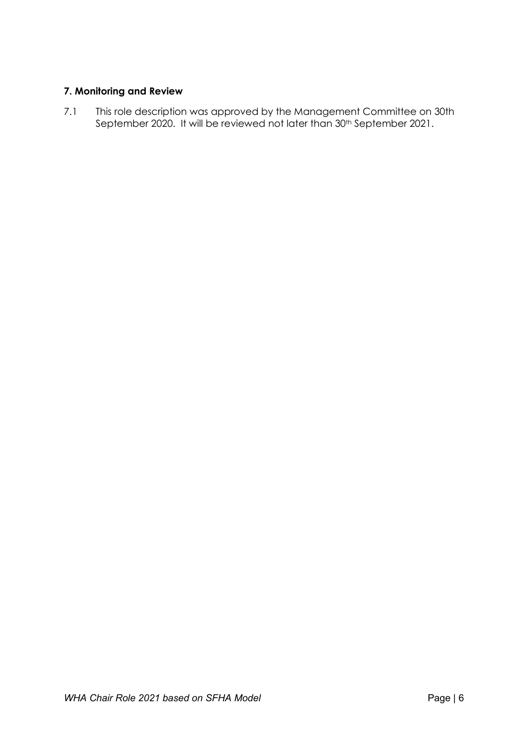### 7. Monitoring and Review

7.1 This role description was approved by the Management Committee on 30th September 2020. It will be reviewed not later than 30th September 2021.